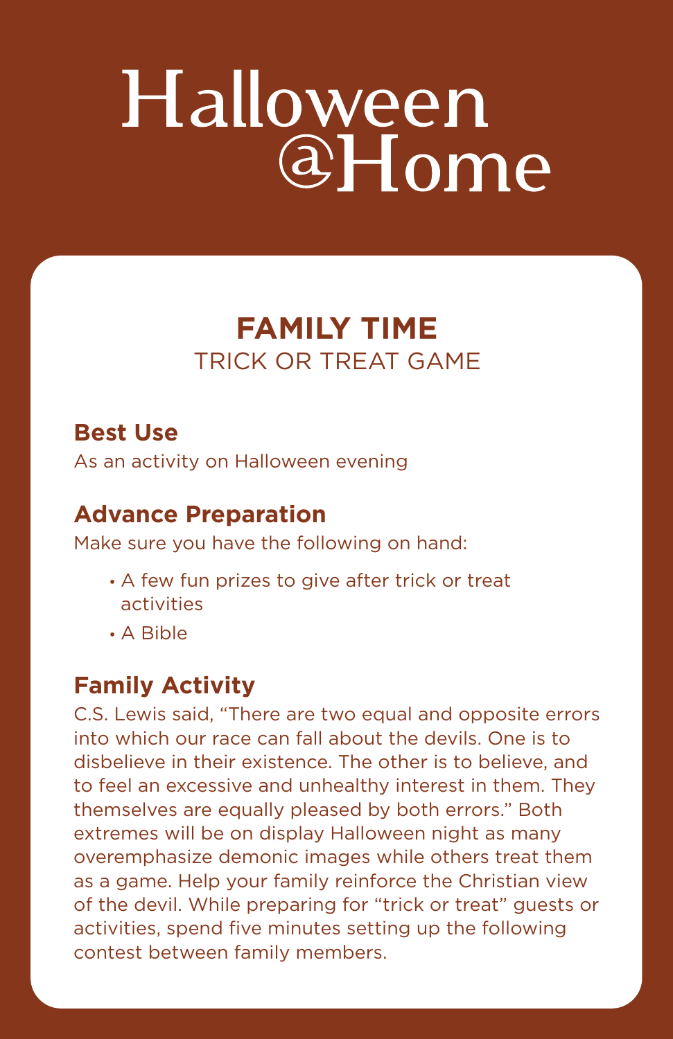# Halloween @Home

## FAMILY TIME

TRICK OR TREAT GAME

### Best Use

As an activity on Halloween evening

### Advance Preparation

Make sure you have the following on hand:

- A few fun prizes to give after trick or treat activities
- A Bible

### Family Activity

C.S. Lewis said, "There are two equal and opposite errors into which our race can fall about the devils. One is to disbelieve in their existence. The other is to believe, and to feel an excessive and unhealthy interest in them. They themselves are equally pleased by both errors." Both extremes will be on display Halloween night as many overemphasize demonic images while others treat them as a game. Help your family reinforce the Christian view of the devil. While preparing for "trick or treat" guests or activities, spend five minutes setting up the following contest between family members.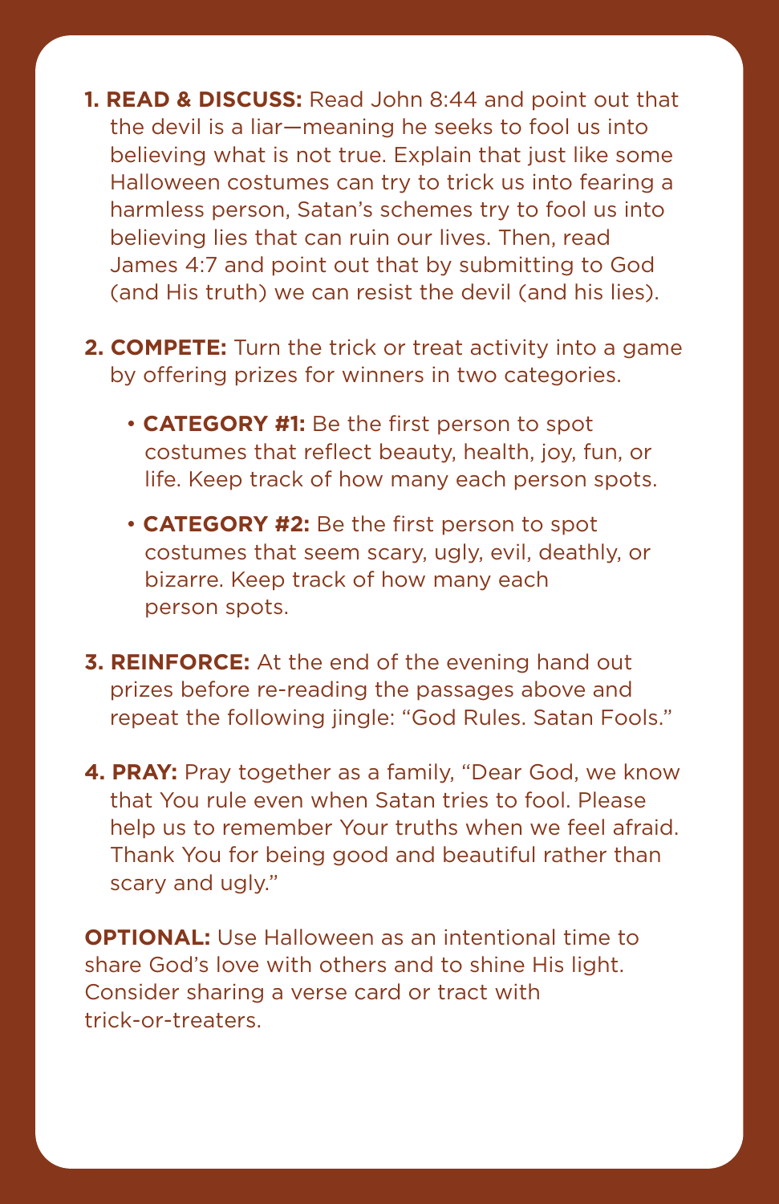1. **READ & DISCUSS:** Read John 8:44 and point out that the devil is a liar—meaning he seeks to fool us into believing what is not true. Explain that just like some Halloween costumes can try to trick us into fearing a harmless person, Satan's schemes try to fool us into believing lies that can ruin our lives. Then, read James 4:7 and point out that by submitting to God (and His truth) we can resist the devil (and his lies).

2. **COMPETE:** Turn the trick or treat activity into a game by offering prizes for winners in two categories.

   - **CATEGORY #1:** Be the first person to spot costumes that reflect beauty, health, joy, fun, or life. Keep track of how many each person spots.
   - **CATEGORY #2:** Be the first person to spot costumes that seem scary, ugly, evil, deathly, or bizarre. Keep track of how many each person spots.

3. **REINFORCE:** At the end of the evening hand out prizes before re-reading the passages above and repeat the following jingle: "God Rules. Satan Fools."

4. **PRAY:** Pray together as a family, "Dear God, we know that You rule even when Satan tries to fool. Please help us to remember Your truths when we feel afraid. Thank You for being good and beautiful rather than scary and ugly."

**OPTIONAL:** Use Halloween as an intentional time to share God's love with others and to shine His light. Consider sharing a verse card or tract with trick-or-treaters.